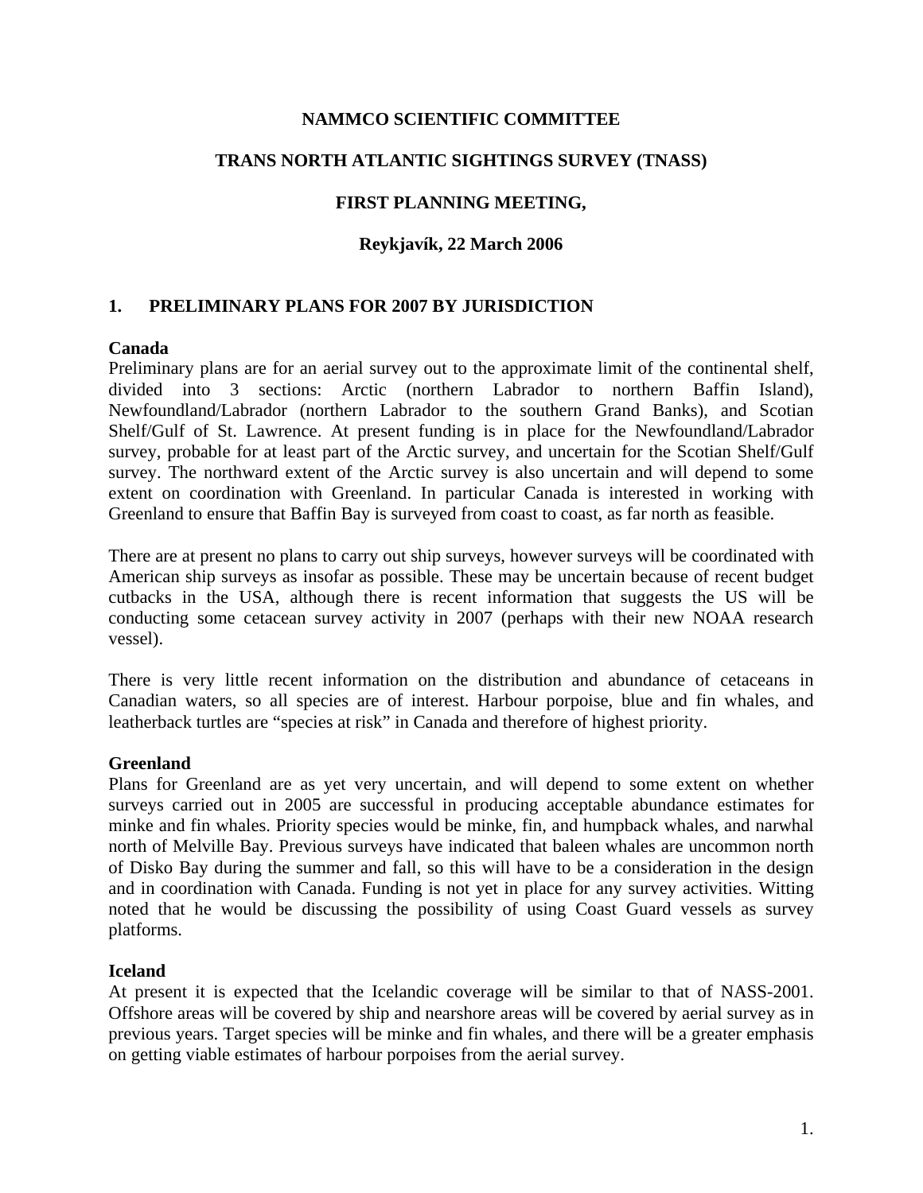**NAMMCO SCIENTIFIC COMMITTEE**

**TRANS NORTH ATLANTIC SIGHTINGS SURVEY (TNASS)**

**FIRST PLANNING MEETING,**

**Reykjavík, 22 March 2006**

## 1. PRELIMINARY PLANS FOR 2007 BY JURISDICTION

### Canada

Preliminary plans are for an aerial survey out to the approximate limit of the continental shelf, divided into 3 sections: Arctic (northern Labrador to northern Baffin Island), Newfoundland/Labrador (northern Labrador to the southern Grand Banks), and Scotian Shelf/Gulf of St. Lawrence. At present funding is in place for the Newfoundland/Labrador survey, probable for at least part of the Arctic survey, and uncertain for the Scotian Shelf/Gulf survey. The northward extent of the Arctic survey is also uncertain and will depend to some extent on coordination with Greenland. In particular Canada is interested in working with Greenland to ensure that Baffin Bay is surveyed from coast to coast, as far north as feasible.

There are at present no plans to carry out ship surveys, however surveys will be coordinated with American ship surveys as insofar as possible. These may be uncertain because of recent budget cutbacks in the USA, although there is recent information that suggests the US will be conducting some cetacean survey activity in 2007 (perhaps with their new NOAA research vessel).

There is very little recent information on the distribution and abundance of cetaceans in Canadian waters, so all species are of interest. Harbour porpoise, blue and fin whales, and leatherback turtles are "species at risk" in Canada and therefore of highest priority.

### Greenland

Plans for Greenland are as yet very uncertain, and will depend to some extent on whether surveys carried out in 2005 are successful in producing acceptable abundance estimates for minke and fin whales. Priority species would be minke, fin, and humpback whales, and narwhal north of Melville Bay. Previous surveys have indicated that baleen whales are uncommon north of Disko Bay during the summer and fall, so this will have to be a consideration in the design and in coordination with Canada. Funding is not yet in place for any survey activities. Witting noted that he would be discussing the possibility of using Coast Guard vessels as survey platforms.

### Iceland

At present it is expected that the Icelandic coverage will be similar to that of NASS-2001. Offshore areas will be covered by ship and nearshore areas will be covered by aerial survey as in previous years. Target species will be minke and fin whales, and there will be a greater emphasis on getting viable estimates of harbour porpoises from the aerial survey.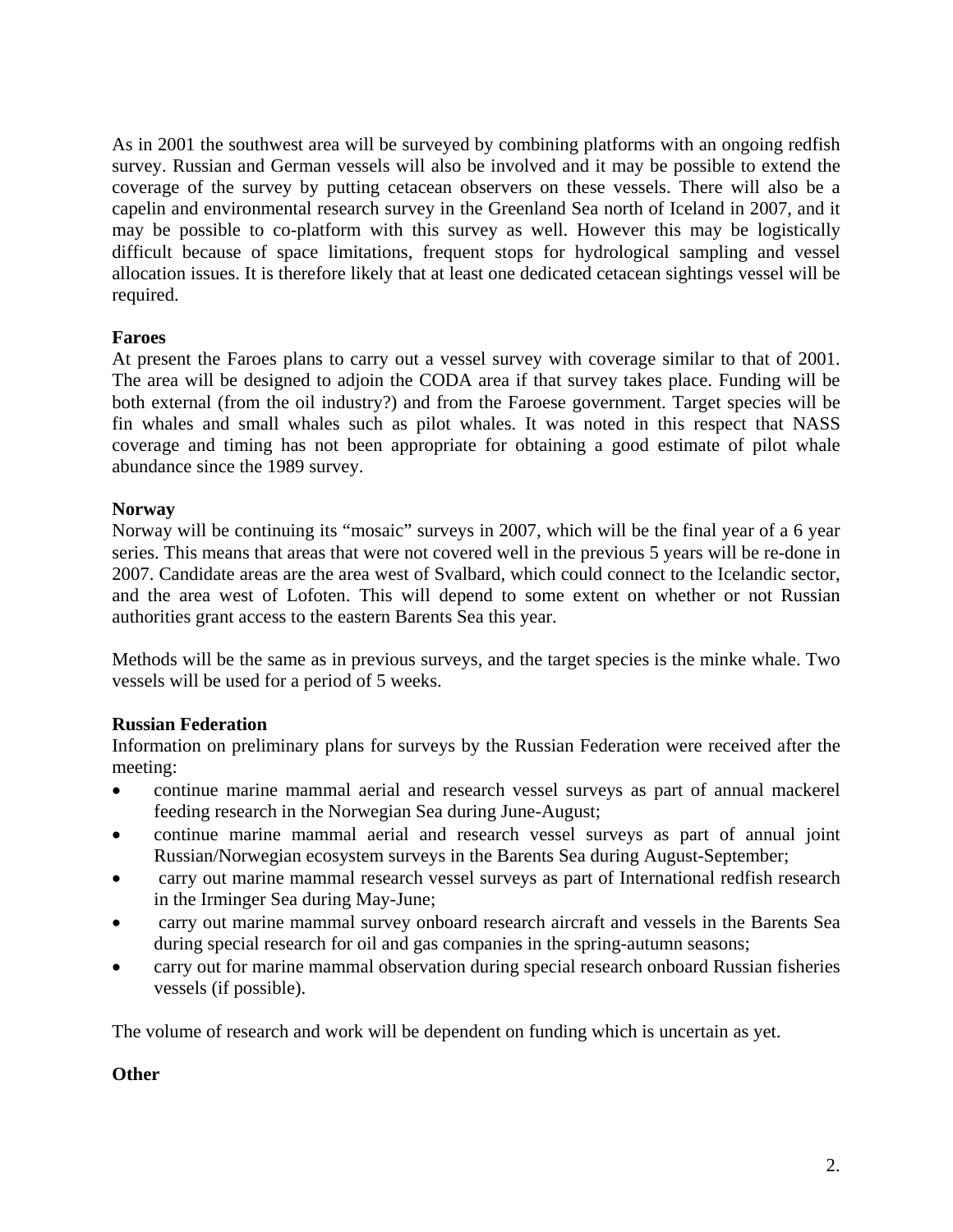As in 2001 the southwest area will be surveyed by combining platforms with an ongoing redfish survey. Russian and German vessels will also be involved and it may be possible to extend the coverage of the survey by putting cetacean observers on these vessels. There will also be a capelin and environmental research survey in the Greenland Sea north of Iceland in 2007, and it may be possible to co-platform with this survey as well. However this may be logistically difficult because of space limitations, frequent stops for hydrological sampling and vessel allocation issues. It is therefore likely that at least one dedicated cetacean sightings vessel will be required.

**Faroes**

At present the Faroes plans to carry out a vessel survey with coverage similar to that of 2001. The area will be designed to adjoin the CODA area if that survey takes place. Funding will be both external (from the oil industry?) and from the Faroese government. Target species will be fin whales and small whales such as pilot whales. It was noted in this respect that NASS coverage and timing has not been appropriate for obtaining a good estimate of pilot whale abundance since the 1989 survey.

**Norway**

Norway will be continuing its "mosaic" surveys in 2007, which will be the final year of a 6 year series. This means that areas that were not covered well in the previous 5 years will be re-done in 2007. Candidate areas are the area west of Svalbard, which could connect to the Icelandic sector, and the area west of Lofoten. This will depend to some extent on whether or not Russian authorities grant access to the eastern Barents Sea this year.

Methods will be the same as in previous surveys, and the target species is the minke whale. Two vessels will be used for a period of 5 weeks.

**Russian Federation**

Information on preliminary plans for surveys by the Russian Federation were received after the meeting:

- continue marine mammal aerial and research vessel surveys as part of annual mackerel feeding research in the Norwegian Sea during June-August;
- continue marine mammal aerial and research vessel surveys as part of annual joint Russian/Norwegian ecosystem surveys in the Barents Sea during August-September;
- carry out marine mammal research vessel surveys as part of International redfish research in the Irminger Sea during May-June;
- carry out marine mammal survey onboard research aircraft and vessels in the Barents Sea during special research for oil and gas companies in the spring-autumn seasons;
- carry out for marine mammal observation during special research onboard Russian fisheries vessels (if possible).

The volume of research and work will be dependent on funding which is uncertain as yet.

**Other**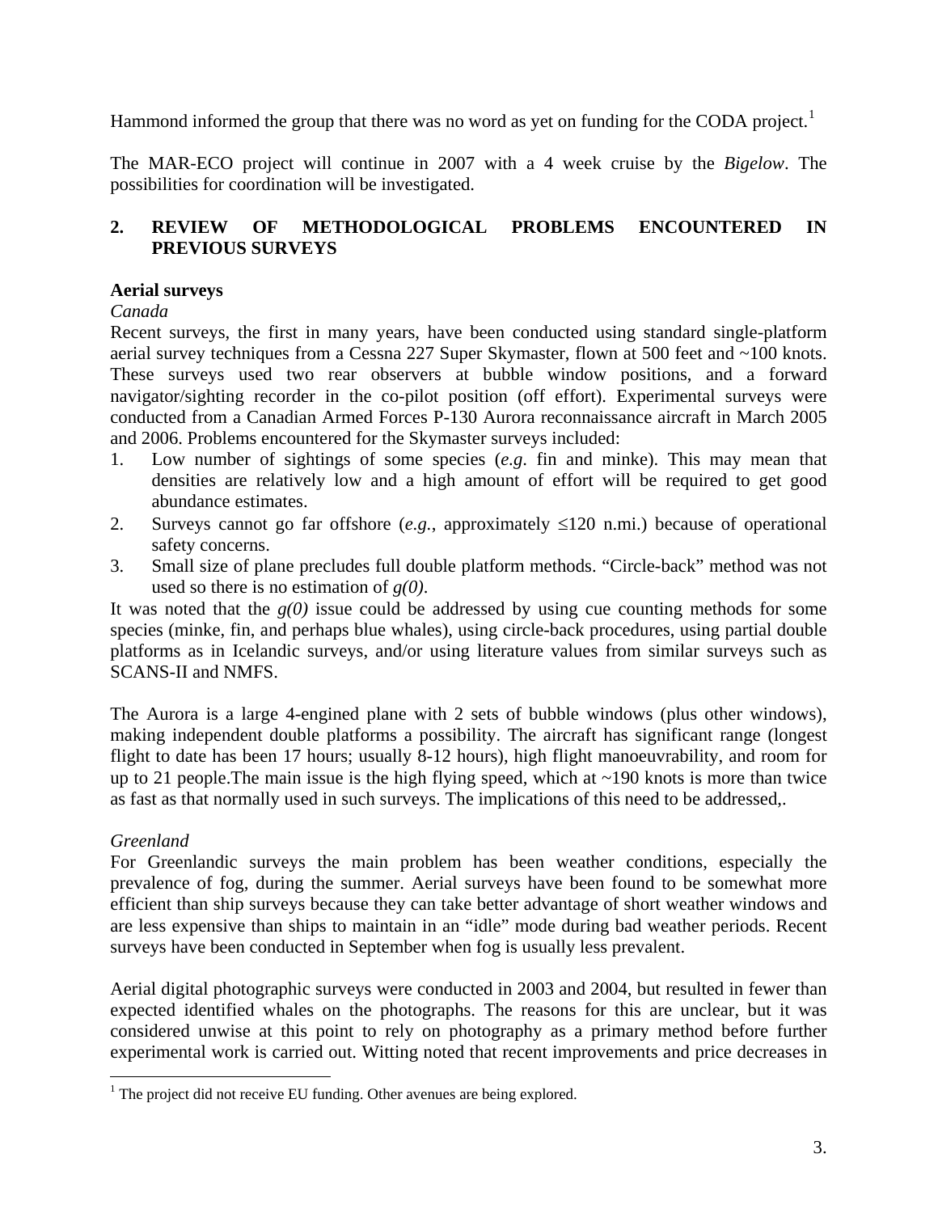Hammond informed the group that there was no word as yet on funding for the CODA project.[1]

The MAR-ECO project will continue in 2007 with a 4 week cruise by the *Bigelow*. The possibilities for coordination will be investigated.

## 2. REVIEW OF METHODOLOGICAL PROBLEMS ENCOUNTERED IN PREVIOUS SURVEYS

### Aerial surveys

*Canada*

Recent surveys, the first in many years, have been conducted using standard single-platform aerial survey techniques from a Cessna 227 Super Skymaster, flown at 500 feet and ~100 knots. These surveys used two rear observers at bubble window positions, and a forward navigator/sighting recorder in the co-pilot position (off effort). Experimental surveys were conducted from a Canadian Armed Forces P-130 Aurora reconnaissance aircraft in March 2005 and 2006. Problems encountered for the Skymaster surveys included:

1. Low number of sightings of some species (*e.g*. fin and minke). This may mean that densities are relatively low and a high amount of effort will be required to get good abundance estimates.
2. Surveys cannot go far offshore (*e.g.*, approximately ≤120 n.mi.) because of operational safety concerns.
3. Small size of plane precludes full double platform methods. "Circle-back" method was not used so there is no estimation of *g(0)*.

It was noted that the *g(0)* issue could be addressed by using cue counting methods for some species (minke, fin, and perhaps blue whales), using circle-back procedures, using partial double platforms as in Icelandic surveys, and/or using literature values from similar surveys such as SCANS-II and NMFS.

The Aurora is a large 4-engined plane with 2 sets of bubble windows (plus other windows), making independent double platforms a possibility. The aircraft has significant range (longest flight to date has been 17 hours; usually 8-12 hours), high flight manoeuvrability, and room for up to 21 people.The main issue is the high flying speed, which at ~190 knots is more than twice as fast as that normally used in such surveys. The implications of this need to be addressed,.

*Greenland*

For Greenlandic surveys the main problem has been weather conditions, especially the prevalence of fog, during the summer. Aerial surveys have been found to be somewhat more efficient than ship surveys because they can take better advantage of short weather windows and are less expensive than ships to maintain in an "idle" mode during bad weather periods. Recent surveys have been conducted in September when fog is usually less prevalent.

Aerial digital photographic surveys were conducted in 2003 and 2004, but resulted in fewer than expected identified whales on the photographs. The reasons for this are unclear, but it was considered unwise at this point to rely on photography as a primary method before further experimental work is carried out. Witting noted that recent improvements and price decreases in

[1] The project did not receive EU funding. Other avenues are being explored.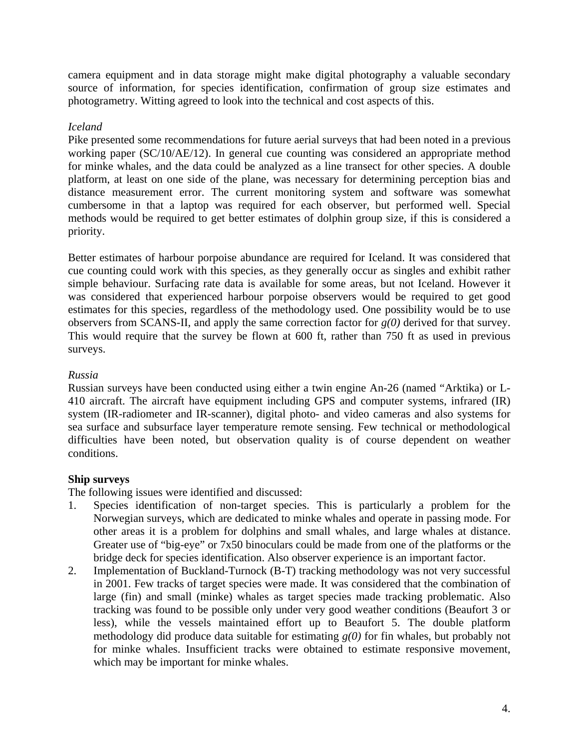camera equipment and in data storage might make digital photography a valuable secondary source of information, for species identification, confirmation of group size estimates and photogrametry. Witting agreed to look into the technical and cost aspects of this.

*Iceland*

Pike presented some recommendations for future aerial surveys that had been noted in a previous working paper (SC/10/AE/12). In general cue counting was considered an appropriate method for minke whales, and the data could be analyzed as a line transect for other species. A double platform, at least on one side of the plane, was necessary for determining perception bias and distance measurement error. The current monitoring system and software was somewhat cumbersome in that a laptop was required for each observer, but performed well. Special methods would be required to get better estimates of dolphin group size, if this is considered a priority.

Better estimates of harbour porpoise abundance are required for Iceland. It was considered that cue counting could work with this species, as they generally occur as singles and exhibit rather simple behaviour. Surfacing rate data is available for some areas, but not Iceland. However it was considered that experienced harbour porpoise observers would be required to get good estimates for this species, regardless of the methodology used. One possibility would be to use observers from SCANS-II, and apply the same correction factor for *g(0)* derived for that survey. This would require that the survey be flown at 600 ft, rather than 750 ft as used in previous surveys.

*Russia*

Russian surveys have been conducted using either a twin engine An-26 (named "Arktika) or L-410 aircraft. The aircraft have equipment including GPS and computer systems, infrared (IR) system (IR-radiometer and IR-scanner), digital photo- and video cameras and also systems for sea surface and subsurface layer temperature remote sensing. Few technical or methodological difficulties have been noted, but observation quality is of course dependent on weather conditions.

**Ship surveys**

The following issues were identified and discussed:

1. Species identification of non-target species. This is particularly a problem for the Norwegian surveys, which are dedicated to minke whales and operate in passing mode. For other areas it is a problem for dolphins and small whales, and large whales at distance. Greater use of "big-eye" or 7x50 binoculars could be made from one of the platforms or the bridge deck for species identification. Also observer experience is an important factor.
2. Implementation of Buckland-Turnock (B-T) tracking methodology was not very successful in 2001. Few tracks of target species were made. It was considered that the combination of large (fin) and small (minke) whales as target species made tracking problematic. Also tracking was found to be possible only under very good weather conditions (Beaufort 3 or less), while the vessels maintained effort up to Beaufort 5. The double platform methodology did produce data suitable for estimating *g(0)* for fin whales, but probably not for minke whales. Insufficient tracks were obtained to estimate responsive movement, which may be important for minke whales.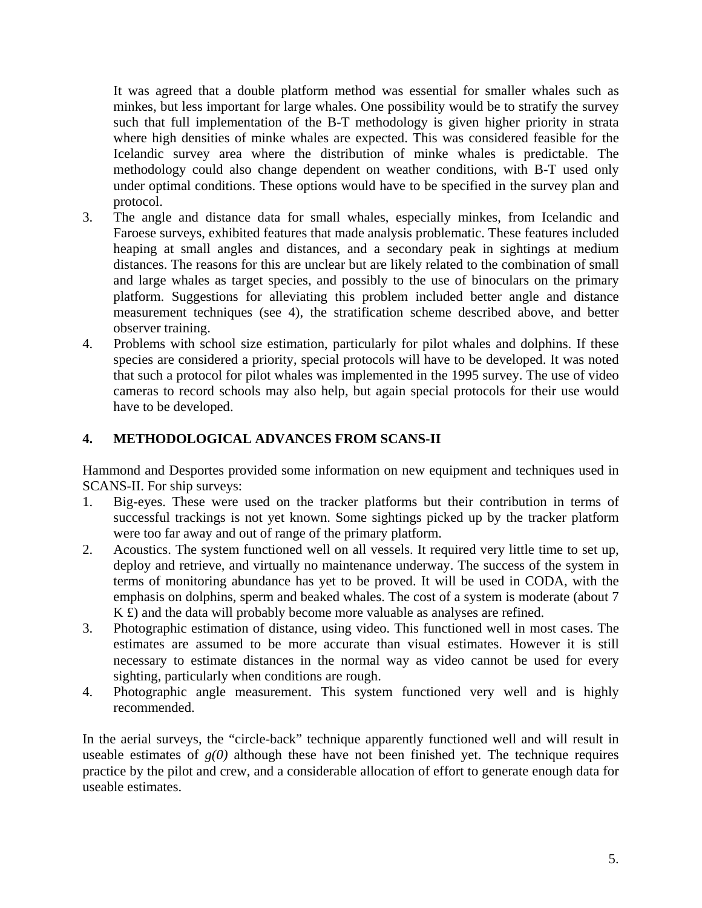It was agreed that a double platform method was essential for smaller whales such as minkes, but less important for large whales. One possibility would be to stratify the survey such that full implementation of the B-T methodology is given higher priority in strata where high densities of minke whales are expected. This was considered feasible for the Icelandic survey area where the distribution of minke whales is predictable. The methodology could also change dependent on weather conditions, with B-T used only under optimal conditions. These options would have to be specified in the survey plan and protocol.

3. The angle and distance data for small whales, especially minkes, from Icelandic and Faroese surveys, exhibited features that made analysis problematic. These features included heaping at small angles and distances, and a secondary peak in sightings at medium distances. The reasons for this are unclear but are likely related to the combination of small and large whales as target species, and possibly to the use of binoculars on the primary platform. Suggestions for alleviating this problem included better angle and distance measurement techniques (see 4), the stratification scheme described above, and better observer training.
4. Problems with school size estimation, particularly for pilot whales and dolphins. If these species are considered a priority, special protocols will have to be developed. It was noted that such a protocol for pilot whales was implemented in the 1995 survey. The use of video cameras to record schools may also help, but again special protocols for their use would have to be developed.

## 4. METHODOLOGICAL ADVANCES FROM SCANS-II

Hammond and Desportes provided some information on new equipment and techniques used in SCANS-II. For ship surveys:

1. Big-eyes. These were used on the tracker platforms but their contribution in terms of successful trackings is not yet known. Some sightings picked up by the tracker platform were too far away and out of range of the primary platform.
2. Acoustics. The system functioned well on all vessels. It required very little time to set up, deploy and retrieve, and virtually no maintenance underway. The success of the system in terms of monitoring abundance has yet to be proved. It will be used in CODA, with the emphasis on dolphins, sperm and beaked whales. The cost of a system is moderate (about 7 K £) and the data will probably become more valuable as analyses are refined.
3. Photographic estimation of distance, using video. This functioned well in most cases. The estimates are assumed to be more accurate than visual estimates. However it is still necessary to estimate distances in the normal way as video cannot be used for every sighting, particularly when conditions are rough.
4. Photographic angle measurement. This system functioned very well and is highly recommended.

In the aerial surveys, the "circle-back" technique apparently functioned well and will result in useable estimates of *g(0)* although these have not been finished yet. The technique requires practice by the pilot and crew, and a considerable allocation of effort to generate enough data for useable estimates.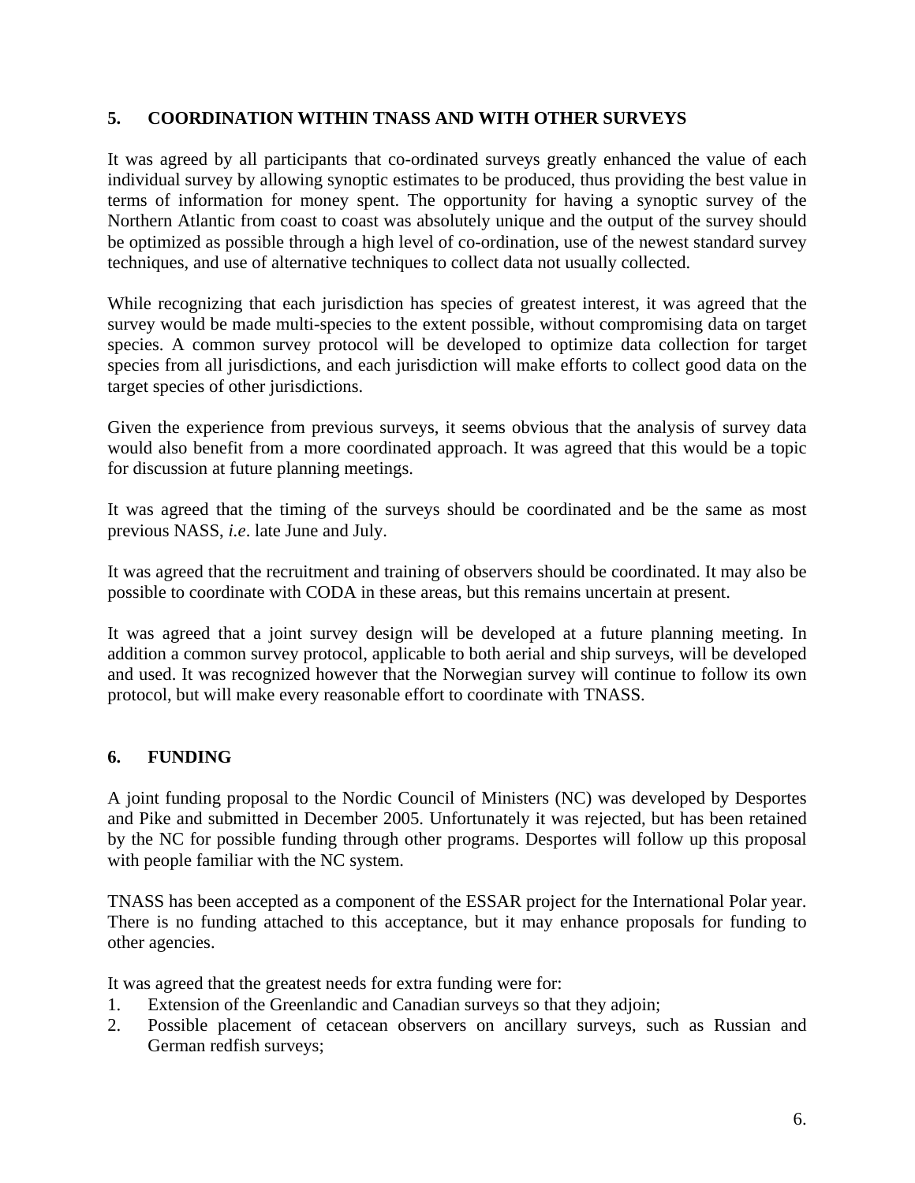## 5. COORDINATION WITHIN TNASS AND WITH OTHER SURVEYS

It was agreed by all participants that co-ordinated surveys greatly enhanced the value of each individual survey by allowing synoptic estimates to be produced, thus providing the best value in terms of information for money spent. The opportunity for having a synoptic survey of the Northern Atlantic from coast to coast was absolutely unique and the output of the survey should be optimized as possible through a high level of co-ordination, use of the newest standard survey techniques, and use of alternative techniques to collect data not usually collected.

While recognizing that each jurisdiction has species of greatest interest, it was agreed that the survey would be made multi-species to the extent possible, without compromising data on target species. A common survey protocol will be developed to optimize data collection for target species from all jurisdictions, and each jurisdiction will make efforts to collect good data on the target species of other jurisdictions.

Given the experience from previous surveys, it seems obvious that the analysis of survey data would also benefit from a more coordinated approach. It was agreed that this would be a topic for discussion at future planning meetings.

It was agreed that the timing of the surveys should be coordinated and be the same as most previous NASS, *i.e*. late June and July.

It was agreed that the recruitment and training of observers should be coordinated. It may also be possible to coordinate with CODA in these areas, but this remains uncertain at present.

It was agreed that a joint survey design will be developed at a future planning meeting. In addition a common survey protocol, applicable to both aerial and ship surveys, will be developed and used. It was recognized however that the Norwegian survey will continue to follow its own protocol, but will make every reasonable effort to coordinate with TNASS.

## 6. FUNDING

A joint funding proposal to the Nordic Council of Ministers (NC) was developed by Desportes and Pike and submitted in December 2005. Unfortunately it was rejected, but has been retained by the NC for possible funding through other programs. Desportes will follow up this proposal with people familiar with the NC system.

TNASS has been accepted as a component of the ESSAR project for the International Polar year. There is no funding attached to this acceptance, but it may enhance proposals for funding to other agencies.

It was agreed that the greatest needs for extra funding were for:

1. Extension of the Greenlandic and Canadian surveys so that they adjoin;
2. Possible placement of cetacean observers on ancillary surveys, such as Russian and German redfish surveys;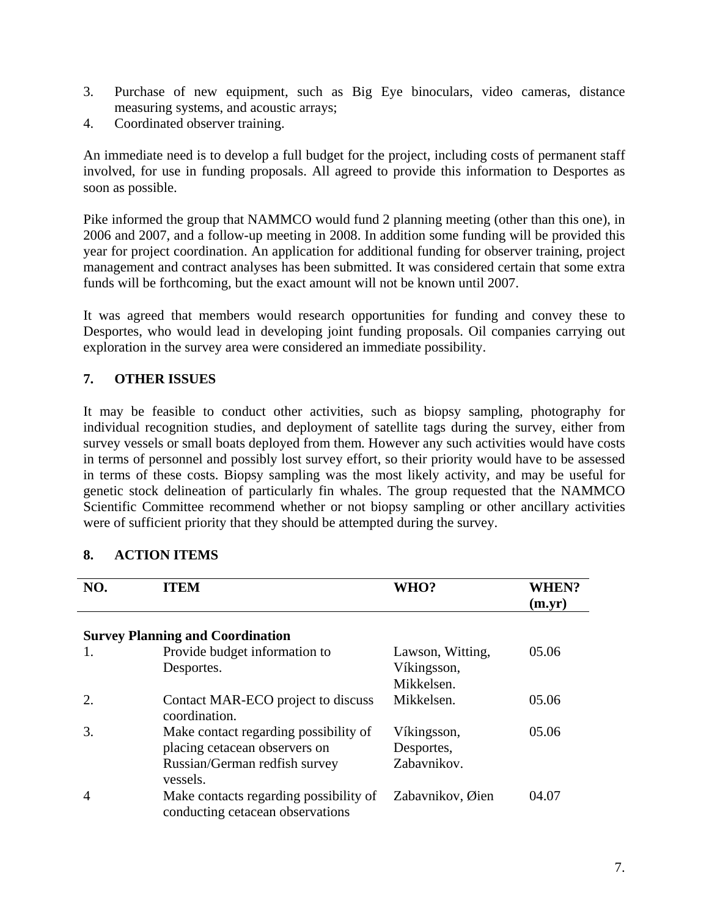3. Purchase of new equipment, such as Big Eye binoculars, video cameras, distance measuring systems, and acoustic arrays;
4. Coordinated observer training.

An immediate need is to develop a full budget for the project, including costs of permanent staff involved, for use in funding proposals. All agreed to provide this information to Desportes as soon as possible.

Pike informed the group that NAMMCO would fund 2 planning meeting (other than this one), in 2006 and 2007, and a follow-up meeting in 2008. In addition some funding will be provided this year for project coordination. An application for additional funding for observer training, project management and contract analyses has been submitted. It was considered certain that some extra funds will be forthcoming, but the exact amount will not be known until 2007.

It was agreed that members would research opportunities for funding and convey these to Desportes, who would lead in developing joint funding proposals. Oil companies carrying out exploration in the survey area were considered an immediate possibility.

## 7. OTHER ISSUES

It may be feasible to conduct other activities, such as biopsy sampling, photography for individual recognition studies, and deployment of satellite tags during the survey, either from survey vessels or small boats deployed from them. However any such activities would have costs in terms of personnel and possibly lost survey effort, so their priority would have to be assessed in terms of these costs. Biopsy sampling was the most likely activity, and may be useful for genetic stock delineation of particularly fin whales. The group requested that the NAMMCO Scientific Committee recommend whether or not biopsy sampling or other ancillary activities were of sufficient priority that they should be attempted during the survey.

## 8. ACTION ITEMS

| NO. | ITEM | WHO? | WHEN? (m.yr) |
|---|---|---|---|
| **Survey Planning and Coordination** | | | |
| 1. | Provide budget information to Desportes. | Lawson, Witting, Víkingsson, Mikkelsen. | 05.06 |
| 2. | Contact MAR-ECO project to discuss coordination. | Mikkelsen. | 05.06 |
| 3. | Make contact regarding possibility of placing cetacean observers on Russian/German redfish survey vessels. | Víkingsson, Desportes, Zabavnikov. | 05.06 |
| 4 | Make contacts regarding possibility of conducting cetacean observations | Zabavnikov, Øien | 04.07 |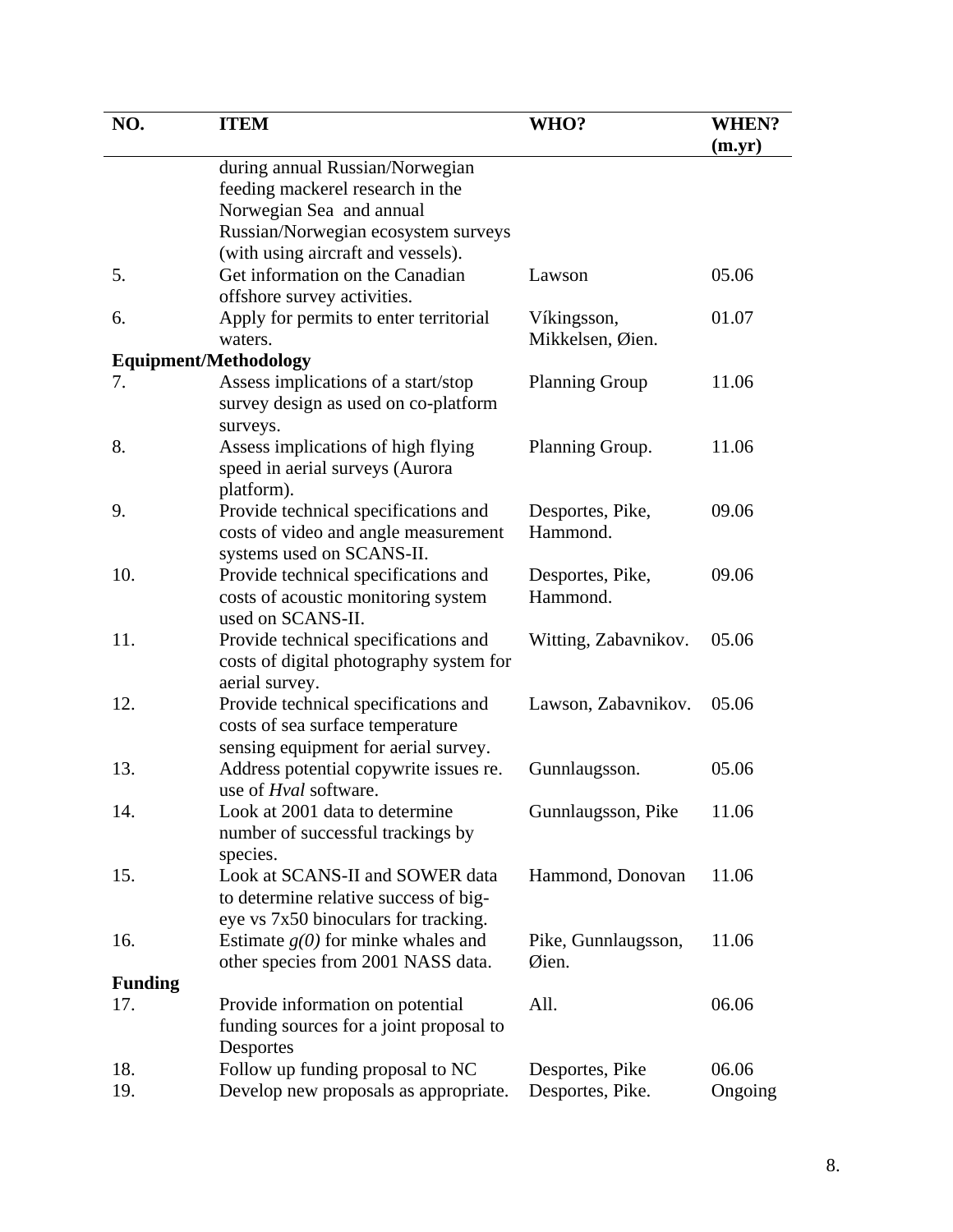| NO. | ITEM | WHO? | WHEN? (m.yr) |
|---|---|---|---|
| | during annual Russian/Norwegian feeding mackerel research in the Norwegian Sea and annual Russian/Norwegian ecosystem surveys (with using aircraft and vessels). | | |
| 5. | Get information on the Canadian offshore survey activities. | Lawson | 05.06 |
| 6. | Apply for permits to enter territorial waters. | Víkingsson, Mikkelsen, Øien. | 01.07 |
| **Equipment/Methodology** | | | |
| 7. | Assess implications of a start/stop survey design as used on co-platform surveys. | Planning Group | 11.06 |
| 8. | Assess implications of high flying speed in aerial surveys (Aurora platform). | Planning Group. | 11.06 |
| 9. | Provide technical specifications and costs of video and angle measurement systems used on SCANS-II. | Desportes, Pike, Hammond. | 09.06 |
| 10. | Provide technical specifications and costs of acoustic monitoring system used on SCANS-II. | Desportes, Pike, Hammond. | 09.06 |
| 11. | Provide technical specifications and costs of digital photography system for aerial survey. | Witting, Zabavnikov. | 05.06 |
| 12. | Provide technical specifications and costs of sea surface temperature sensing equipment for aerial survey. | Lawson, Zabavnikov. | 05.06 |
| 13. | Address potential copywrite issues re. use of *Hval* software. | Gunnlaugsson. | 05.06 |
| 14. | Look at 2001 data to determine number of successful trackings by species. | Gunnlaugsson, Pike | 11.06 |
| 15. | Look at SCANS-II and SOWER data to determine relative success of big-eye vs 7x50 binoculars for tracking. | Hammond, Donovan | 11.06 |
| 16. | Estimate $g(0)$ for minke whales and other species from 2001 NASS data. | Pike, Gunnlaugsson, Øien. | 11.06 |
| **Funding** | | | |
| 17. | Provide information on potential funding sources for a joint proposal to Desportes | All. | 06.06 |
| 18. | Follow up funding proposal to NC | Desportes, Pike | 06.06 |
| 19. | Develop new proposals as appropriate. | Desportes, Pike. | Ongoing |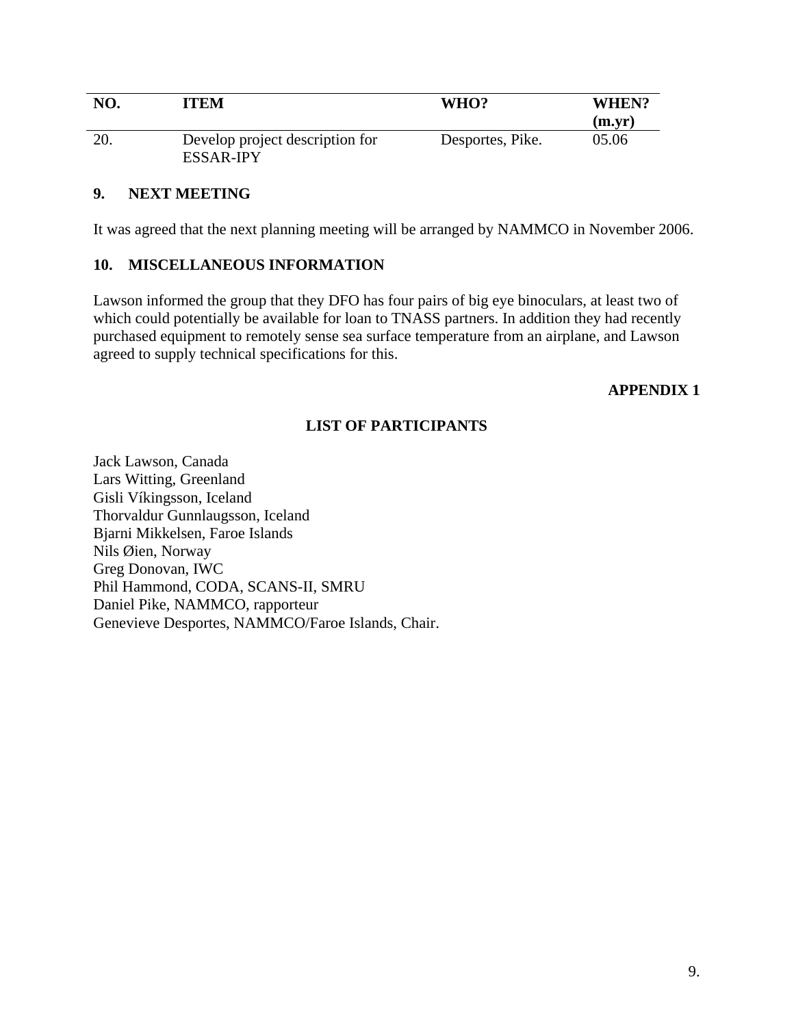| NO. | ITEM | WHO? | WHEN? (m.yr) |
|---|---|---|---|
| 20. | Develop project description for ESSAR-IPY | Desportes, Pike. | 05.06 |

## 9. NEXT MEETING

It was agreed that the next planning meeting will be arranged by NAMMCO in November 2006.

## 10. MISCELLANEOUS INFORMATION

Lawson informed the group that they DFO has four pairs of big eye binoculars, at least two of which could potentially be available for loan to TNASS partners. In addition they had recently purchased equipment to remotely sense sea surface temperature from an airplane, and Lawson agreed to supply technical specifications for this.

**APPENDIX 1**

## LIST OF PARTICIPANTS

Jack Lawson, Canada
Lars Witting, Greenland
Gisli Víkingsson, Iceland
Thorvaldur Gunnlaugsson, Iceland
Bjarni Mikkelsen, Faroe Islands
Nils Øien, Norway
Greg Donovan, IWC
Phil Hammond, CODA, SCANS-II, SMRU
Daniel Pike, NAMMCO, rapporteur
Genevieve Desportes, NAMMCO/Faroe Islands, Chair.